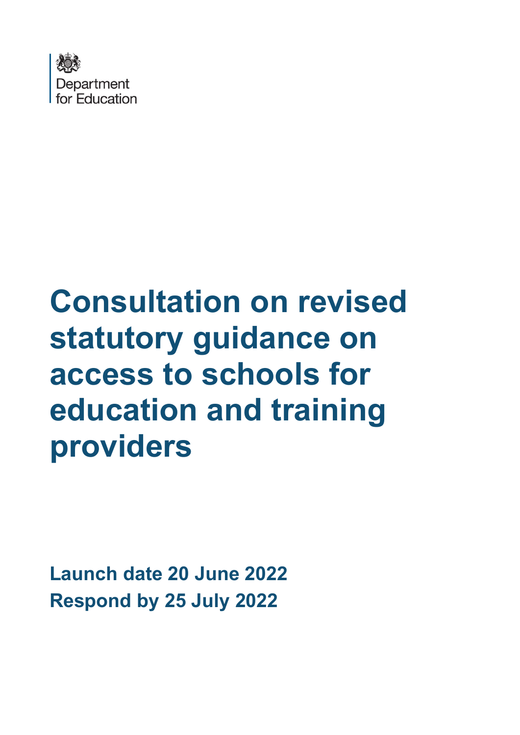Department for Education

# Consultation on revised statutory guidance on access to schools for education and training providers

**Launch date 20 June 2022**
**Respond by 25 July 2022**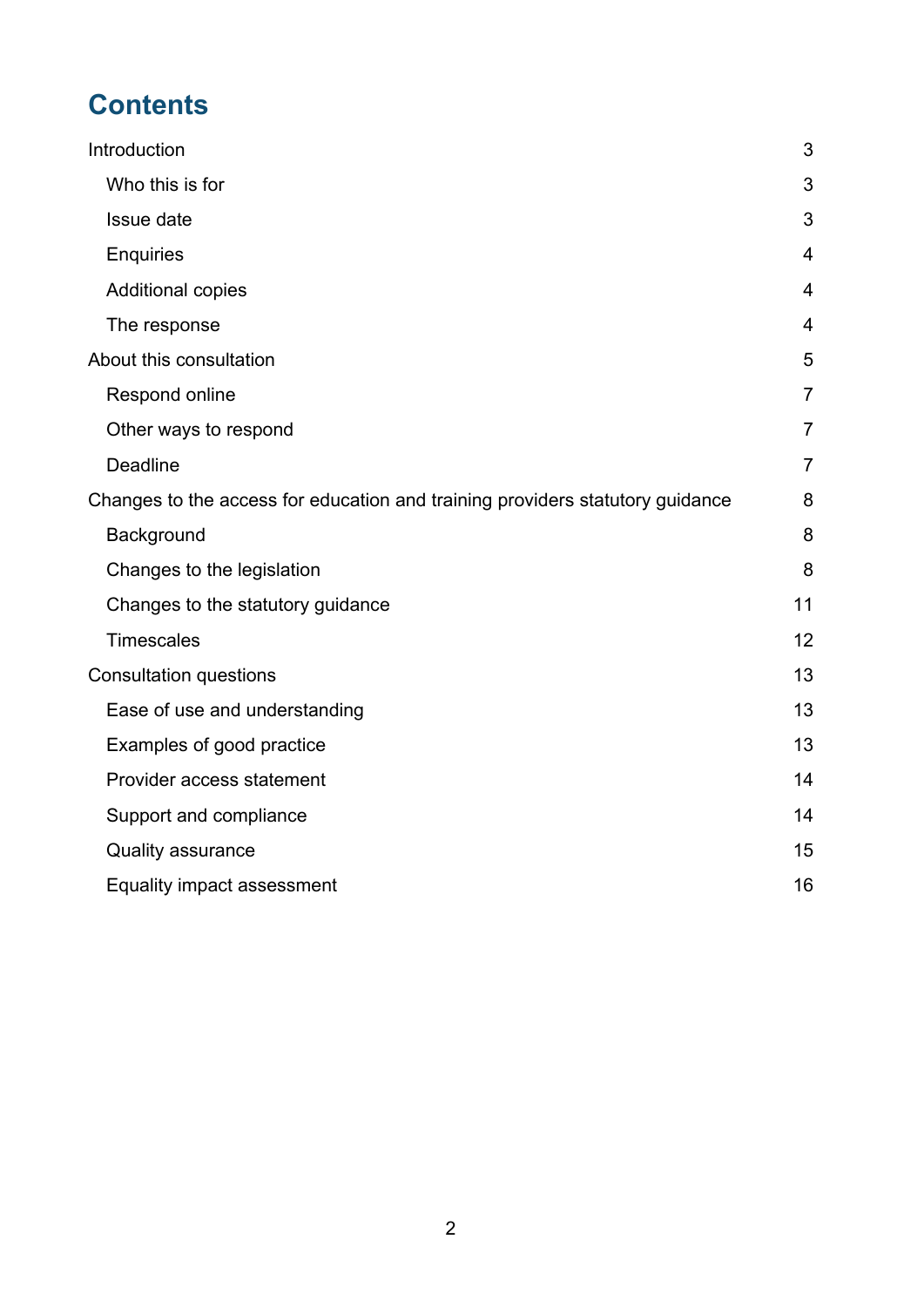# Contents

Introduction 3

- Who this is for 3
- Issue date 3
- Enquiries 4
- Additional copies 4
- The response 4

About this consultation 5

- Respond online 7
- Other ways to respond 7
- Deadline 7

Changes to the access for education and training providers statutory guidance 8

- Background 8
- Changes to the legislation 8
- Changes to the statutory guidance 11
- Timescales 12

Consultation questions 13

- Ease of use and understanding 13
- Examples of good practice 13
- Provider access statement 14
- Support and compliance 14
- Quality assurance 15
- Equality impact assessment 16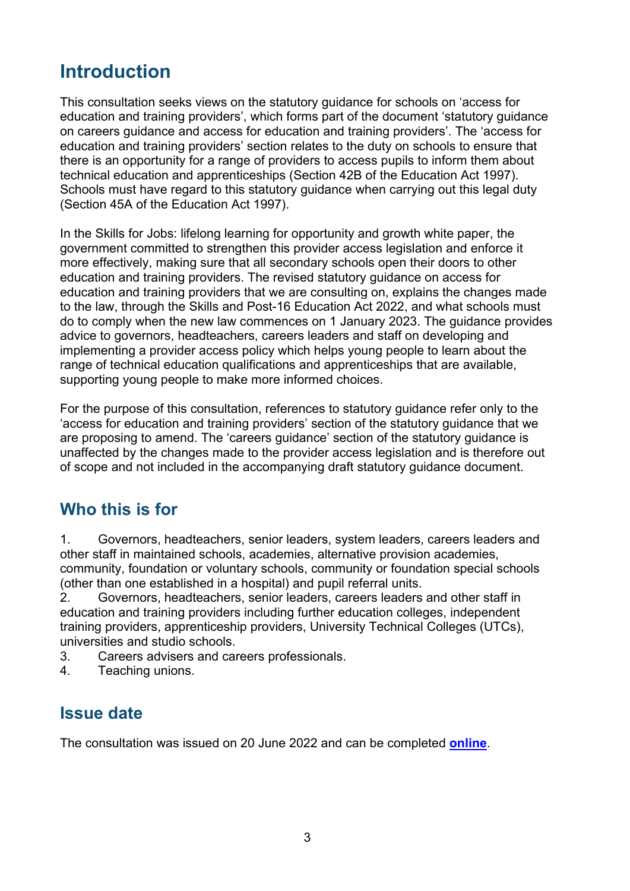# Introduction

This consultation seeks views on the statutory guidance for schools on 'access for education and training providers', which forms part of the document 'statutory guidance on careers guidance and access for education and training providers'. The 'access for education and training providers' section relates to the duty on schools to ensure that there is an opportunity for a range of providers to access pupils to inform them about technical education and apprenticeships (Section 42B of the Education Act 1997). Schools must have regard to this statutory guidance when carrying out this legal duty (Section 45A of the Education Act 1997).

In the Skills for Jobs: lifelong learning for opportunity and growth white paper, the government committed to strengthen this provider access legislation and enforce it more effectively, making sure that all secondary schools open their doors to other education and training providers. The revised statutory guidance on access for education and training providers that we are consulting on, explains the changes made to the law, through the Skills and Post-16 Education Act 2022, and what schools must do to comply when the new law commences on 1 January 2023. The guidance provides advice to governors, headteachers, careers leaders and staff on developing and implementing a provider access policy which helps young people to learn about the range of technical education qualifications and apprenticeships that are available, supporting young people to make more informed choices.

For the purpose of this consultation, references to statutory guidance refer only to the 'access for education and training providers' section of the statutory guidance that we are proposing to amend. The 'careers guidance' section of the statutory guidance is unaffected by the changes made to the provider access legislation and is therefore out of scope and not included in the accompanying draft statutory guidance document.

## Who this is for

1. Governors, headteachers, senior leaders, system leaders, careers leaders and other staff in maintained schools, academies, alternative provision academies, community, foundation or voluntary schools, community or foundation special schools (other than one established in a hospital) and pupil referral units.
2. Governors, headteachers, senior leaders, careers leaders and other staff in education and training providers including further education colleges, independent training providers, apprenticeship providers, University Technical Colleges (UTCs), universities and studio schools.
3. Careers advisers and careers professionals.
4. Teaching unions.

## Issue date

The consultation was issued on 20 June 2022 and can be completed **online**.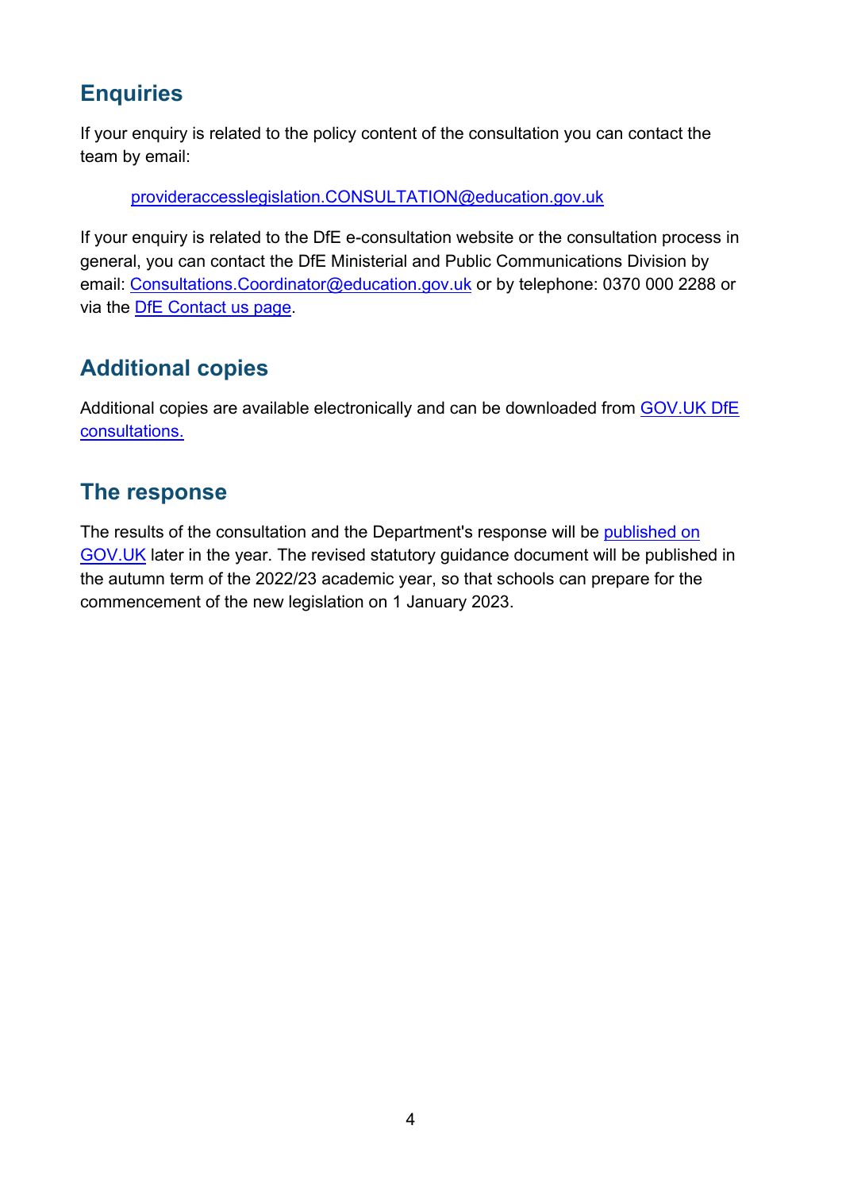## Enquiries

If your enquiry is related to the policy content of the consultation you can contact the team by email:

provideraccesslegislation.CONSULTATION@education.gov.uk

If your enquiry is related to the DfE e-consultation website or the consultation process in general, you can contact the DfE Ministerial and Public Communications Division by email: Consultations.Coordinator@education.gov.uk or by telephone: 0370 000 2288 or via the DfE Contact us page.

## Additional copies

Additional copies are available electronically and can be downloaded from GOV.UK DfE consultations.

## The response

The results of the consultation and the Department's response will be published on GOV.UK later in the year. The revised statutory guidance document will be published in the autumn term of the 2022/23 academic year, so that schools can prepare for the commencement of the new legislation on 1 January 2023.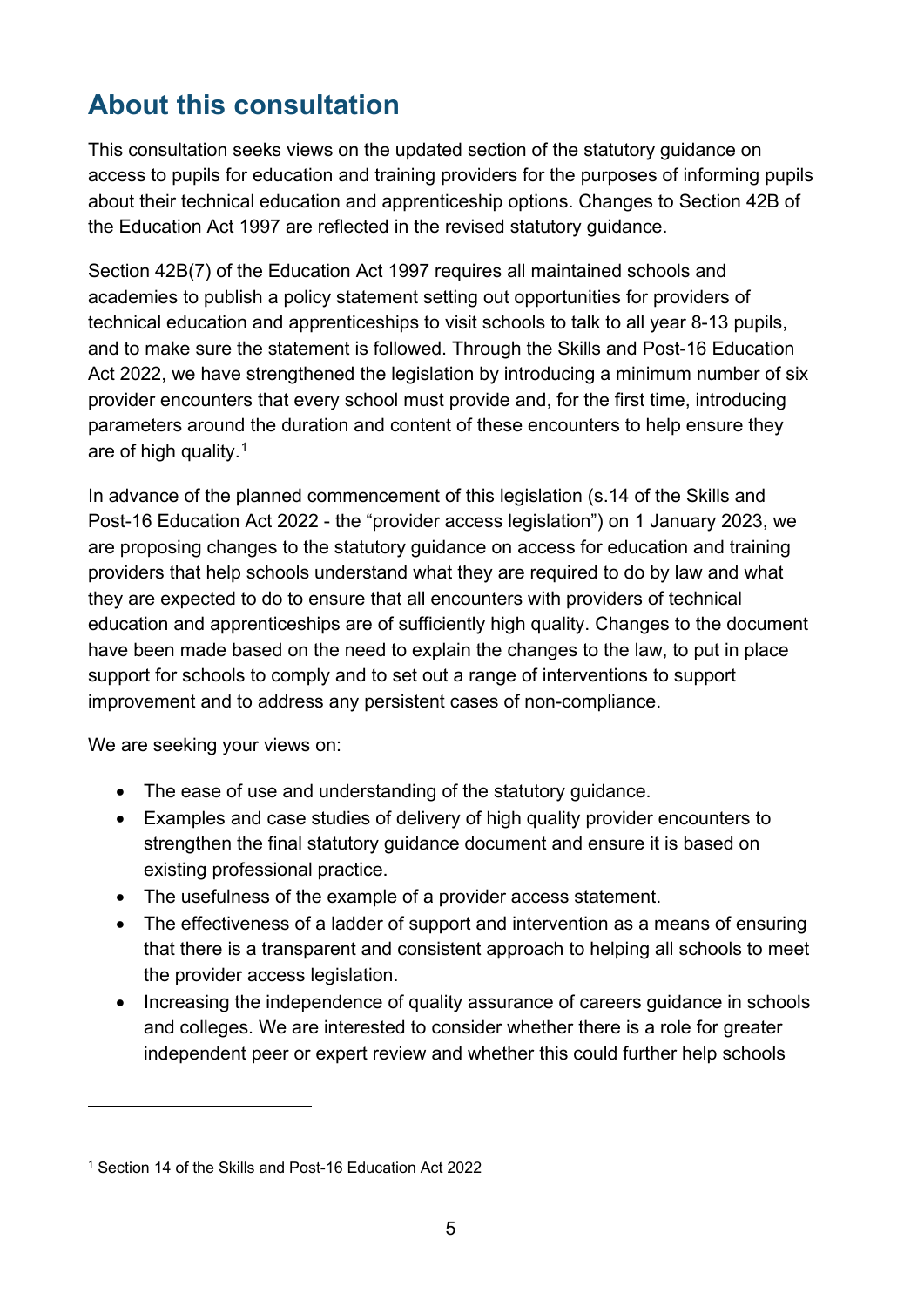## About this consultation

This consultation seeks views on the updated section of the statutory guidance on access to pupils for education and training providers for the purposes of informing pupils about their technical education and apprenticeship options. Changes to Section 42B of the Education Act 1997 are reflected in the revised statutory guidance.

Section 42B(7) of the Education Act 1997 requires all maintained schools and academies to publish a policy statement setting out opportunities for providers of technical education and apprenticeships to visit schools to talk to all year 8-13 pupils, and to make sure the statement is followed. Through the Skills and Post-16 Education Act 2022, we have strengthened the legislation by introducing a minimum number of six provider encounters that every school must provide and, for the first time, introducing parameters around the duration and content of these encounters to help ensure they are of high quality.[1]

In advance of the planned commencement of this legislation (s.14 of the Skills and Post-16 Education Act 2022 - the "provider access legislation") on 1 January 2023, we are proposing changes to the statutory guidance on access for education and training providers that help schools understand what they are required to do by law and what they are expected to do to ensure that all encounters with providers of technical education and apprenticeships are of sufficiently high quality. Changes to the document have been made based on the need to explain the changes to the law, to put in place support for schools to comply and to set out a range of interventions to support improvement and to address any persistent cases of non-compliance.

We are seeking your views on:

- The ease of use and understanding of the statutory guidance.
- Examples and case studies of delivery of high quality provider encounters to strengthen the final statutory guidance document and ensure it is based on existing professional practice.
- The usefulness of the example of a provider access statement.
- The effectiveness of a ladder of support and intervention as a means of ensuring that there is a transparent and consistent approach to helping all schools to meet the provider access legislation.
- Increasing the independence of quality assurance of careers guidance in schools and colleges. We are interested to consider whether there is a role for greater independent peer or expert review and whether this could further help schools

[1] Section 14 of the Skills and Post-16 Education Act 2022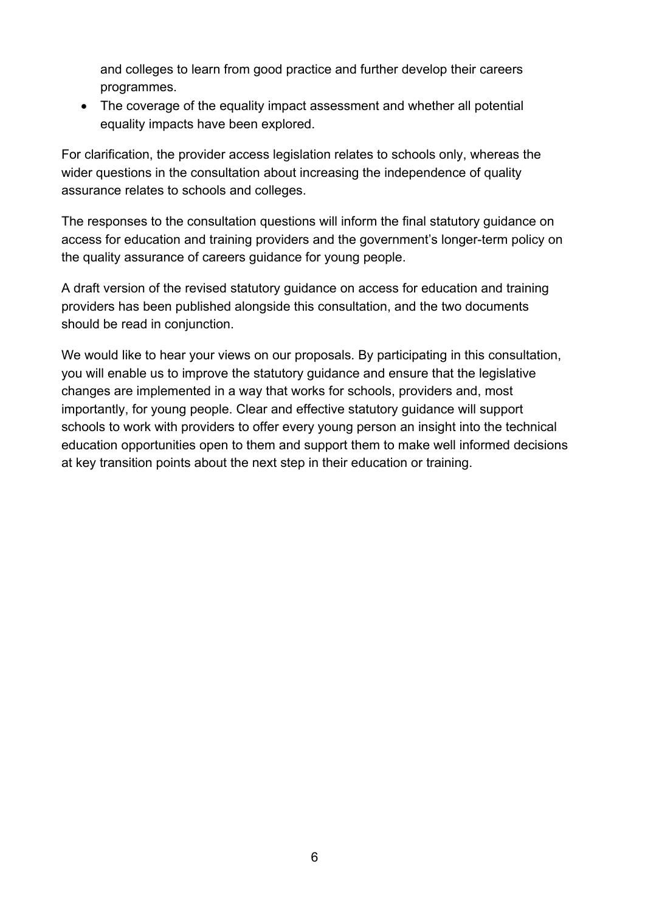and colleges to learn from good practice and further develop their careers programmes.

- The coverage of the equality impact assessment and whether all potential equality impacts have been explored.

For clarification, the provider access legislation relates to schools only, whereas the wider questions in the consultation about increasing the independence of quality assurance relates to schools and colleges.

The responses to the consultation questions will inform the final statutory guidance on access for education and training providers and the government's longer-term policy on the quality assurance of careers guidance for young people.

A draft version of the revised statutory guidance on access for education and training providers has been published alongside this consultation, and the two documents should be read in conjunction.

We would like to hear your views on our proposals. By participating in this consultation, you will enable us to improve the statutory guidance and ensure that the legislative changes are implemented in a way that works for schools, providers and, most importantly, for young people. Clear and effective statutory guidance will support schools to work with providers to offer every young person an insight into the technical education opportunities open to them and support them to make well informed decisions at key transition points about the next step in their education or training.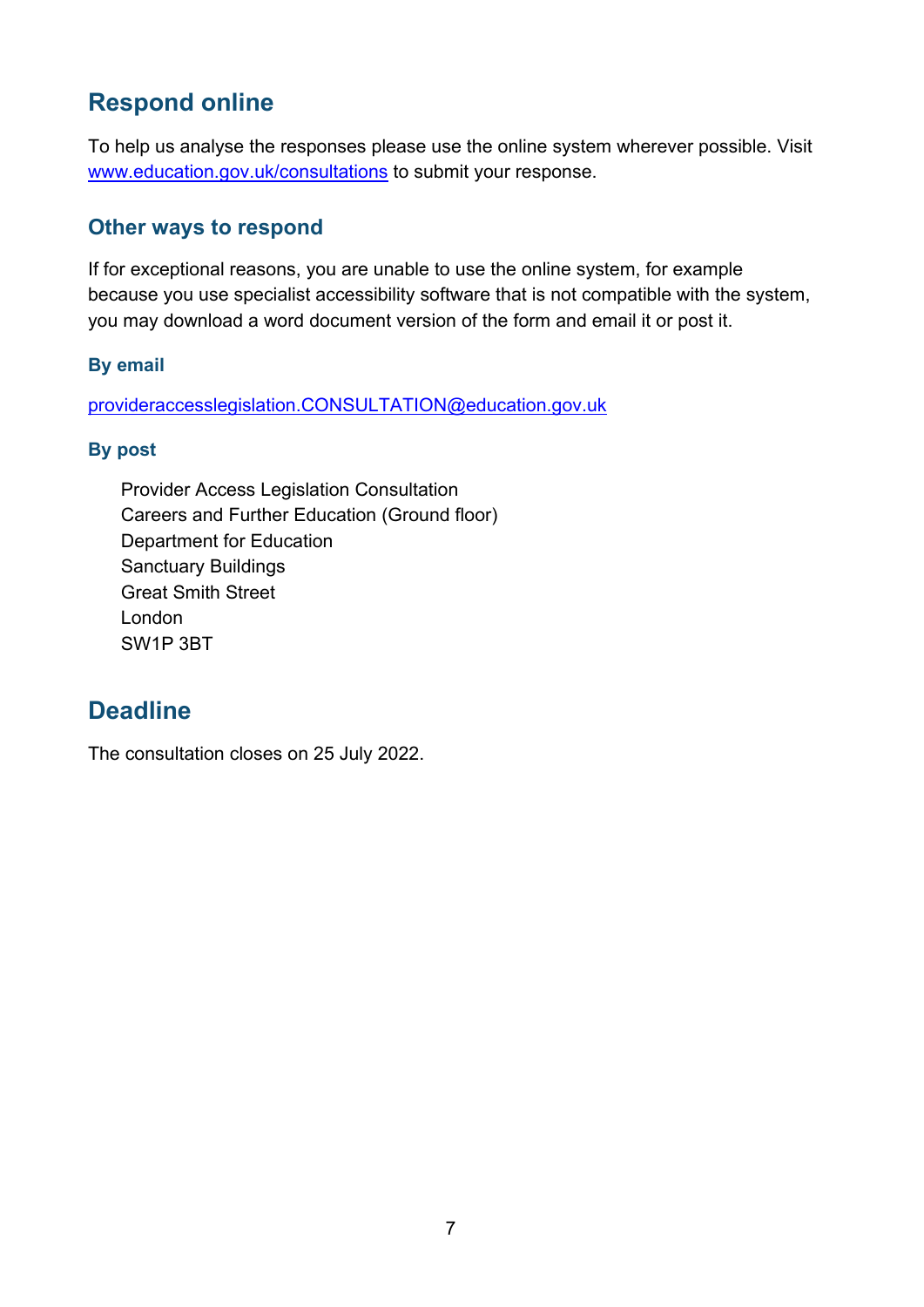## Respond online

To help us analyse the responses please use the online system wherever possible. Visit [www.education.gov.uk/consultations](www.education.gov.uk/consultations) to submit your response.

### Other ways to respond

If for exceptional reasons, you are unable to use the online system, for example because you use specialist accessibility software that is not compatible with the system, you may download a word document version of the form and email it or post it.

#### By email

[provideraccesslegislation.CONSULTATION@education.gov.uk](mailto:provideraccesslegislation.CONSULTATION@education.gov.uk)

#### By post

Provider Access Legislation Consultation
Careers and Further Education (Ground floor)
Department for Education
Sanctuary Buildings
Great Smith Street
London
SW1P 3BT

## Deadline

The consultation closes on 25 July 2022.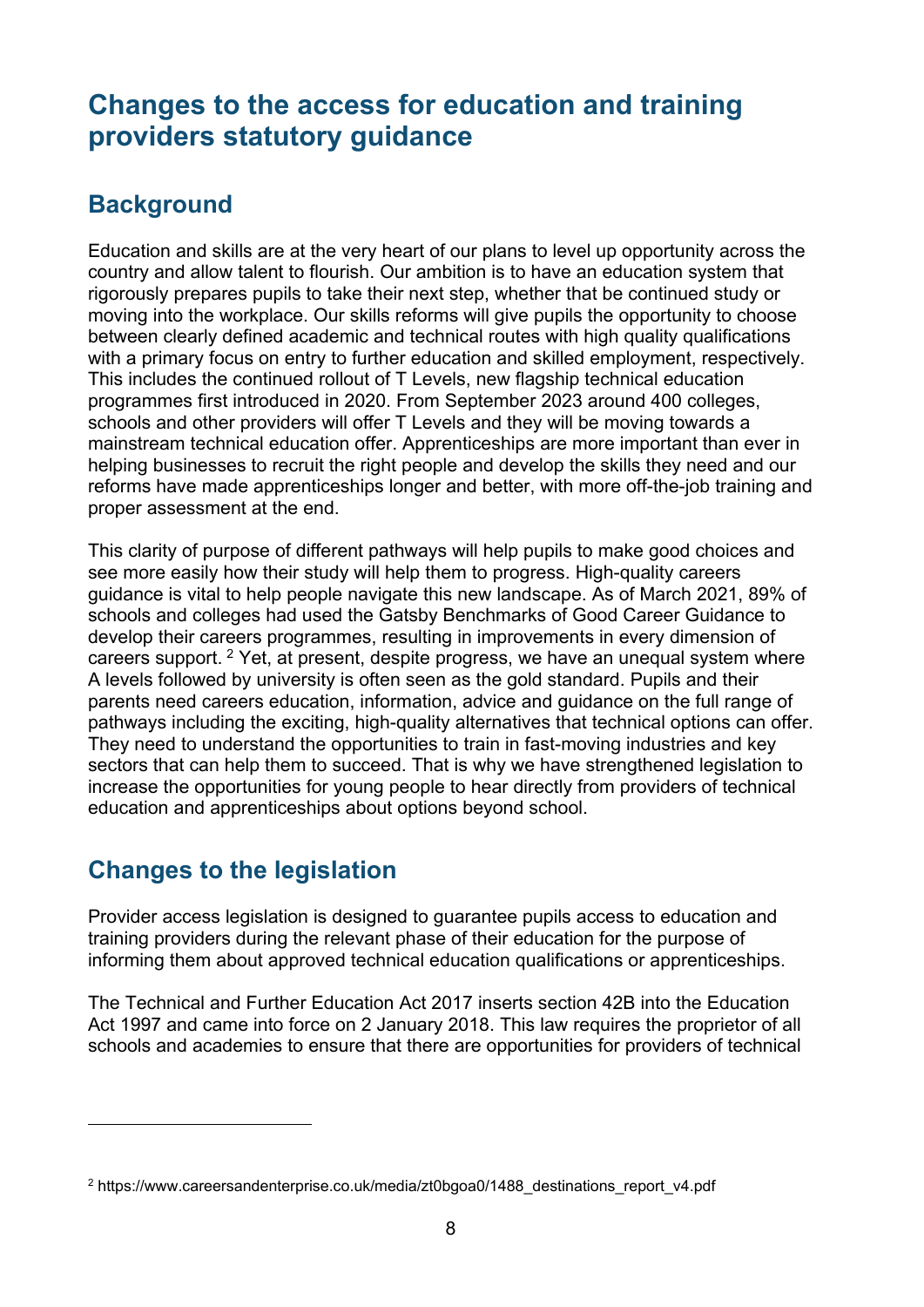# Changes to the access for education and training providers statutory guidance

## Background

Education and skills are at the very heart of our plans to level up opportunity across the country and allow talent to flourish. Our ambition is to have an education system that rigorously prepares pupils to take their next step, whether that be continued study or moving into the workplace. Our skills reforms will give pupils the opportunity to choose between clearly defined academic and technical routes with high quality qualifications with a primary focus on entry to further education and skilled employment, respectively. This includes the continued rollout of T Levels, new flagship technical education programmes first introduced in 2020. From September 2023 around 400 colleges, schools and other providers will offer T Levels and they will be moving towards a mainstream technical education offer. Apprenticeships are more important than ever in helping businesses to recruit the right people and develop the skills they need and our reforms have made apprenticeships longer and better, with more off-the-job training and proper assessment at the end.

This clarity of purpose of different pathways will help pupils to make good choices and see more easily how their study will help them to progress. High-quality careers guidance is vital to help people navigate this new landscape. As of March 2021, 89% of schools and colleges had used the Gatsby Benchmarks of Good Career Guidance to develop their careers programmes, resulting in improvements in every dimension of careers support. [2] Yet, at present, despite progress, we have an unequal system where A levels followed by university is often seen as the gold standard. Pupils and their parents need careers education, information, advice and guidance on the full range of pathways including the exciting, high-quality alternatives that technical options can offer. They need to understand the opportunities to train in fast-moving industries and key sectors that can help them to succeed. That is why we have strengthened legislation to increase the opportunities for young people to hear directly from providers of technical education and apprenticeships about options beyond school.

## Changes to the legislation

Provider access legislation is designed to guarantee pupils access to education and training providers during the relevant phase of their education for the purpose of informing them about approved technical education qualifications or apprenticeships.

The Technical and Further Education Act 2017 inserts section 42B into the Education Act 1997 and came into force on 2 January 2018. This law requires the proprietor of all schools and academies to ensure that there are opportunities for providers of technical

---

[2] https://www.careersandenterprise.co.uk/media/zt0bgoa0/1488_destinations_report_v4.pdf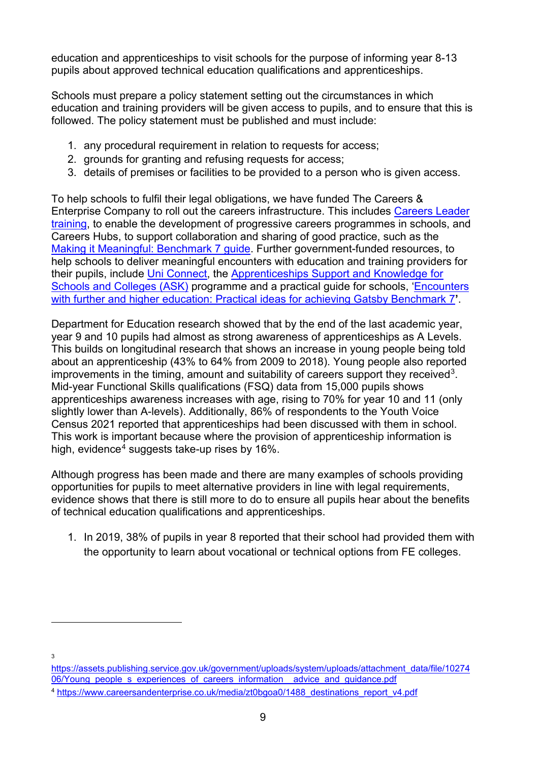education and apprenticeships to visit schools for the purpose of informing year 8-13 pupils about approved technical education qualifications and apprenticeships.

Schools must prepare a policy statement setting out the circumstances in which education and training providers will be given access to pupils, and to ensure that this is followed. The policy statement must be published and must include:

1. any procedural requirement in relation to requests for access;
2. grounds for granting and refusing requests for access;
3. details of premises or facilities to be provided to a person who is given access.

To help schools to fulfil their legal obligations, we have funded The Careers & Enterprise Company to roll out the careers infrastructure. This includes Careers Leader training, to enable the development of progressive careers programmes in schools, and Careers Hubs, to support collaboration and sharing of good practice, such as the Making it Meaningful: Benchmark 7 guide. Further government-funded resources, to help schools to deliver meaningful encounters with education and training providers for their pupils, include Uni Connect, the Apprenticeships Support and Knowledge for Schools and Colleges (ASK) programme and a practical guide for schools, 'Encounters with further and higher education: Practical ideas for achieving Gatsby Benchmark 7'.

Department for Education research showed that by the end of the last academic year, year 9 and 10 pupils had almost as strong awareness of apprenticeships as A Levels. This builds on longitudinal research that shows an increase in young people being told about an apprenticeship (43% to 64% from 2009 to 2018). Young people also reported improvements in the timing, amount and suitability of careers support they received[3]. Mid-year Functional Skills qualifications (FSQ) data from 15,000 pupils shows apprenticeships awareness increases with age, rising to 70% for year 10 and 11 (only slightly lower than A-levels). Additionally, 86% of respondents to the Youth Voice Census 2021 reported that apprenticeships had been discussed with them in school. This work is important because where the provision of apprenticeship information is high, evidence[4] suggests take-up rises by 16%.

Although progress has been made and there are many examples of schools providing opportunities for pupils to meet alternative providers in line with legal requirements, evidence shows that there is still more to do to ensure all pupils hear about the benefits of technical education qualifications and apprenticeships.

1. In 2019, 38% of pupils in year 8 reported that their school had provided them with the opportunity to learn about vocational or technical options from FE colleges.

---

[3] https://assets.publishing.service.gov.uk/government/uploads/system/uploads/attachment_data/file/1027406/Young_people_s_experiences_of_careers_information__advice_and_guidance.pdf

[4] https://www.careersandenterprise.co.uk/media/zt0bgoa0/1488_destinations_report_v4.pdf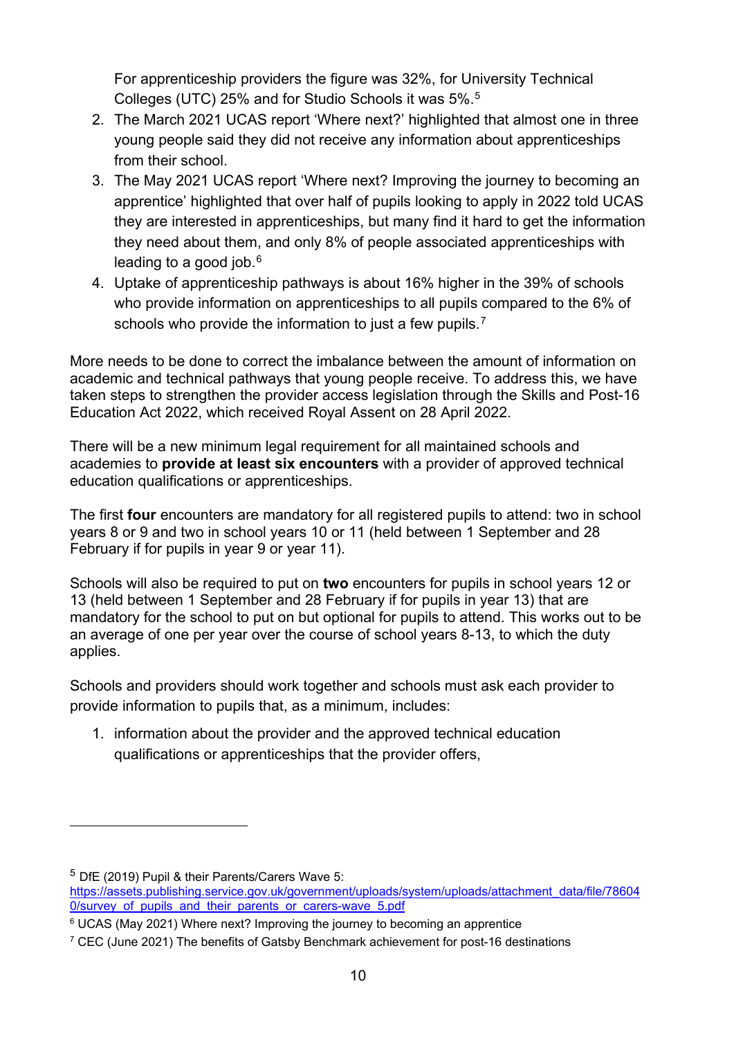For apprenticeship providers the figure was 32%, for University Technical Colleges (UTC) 25% and for Studio Schools it was 5%.[5]

2. The March 2021 UCAS report 'Where next?' highlighted that almost one in three young people said they did not receive any information about apprenticeships from their school.
3. The May 2021 UCAS report 'Where next? Improving the journey to becoming an apprentice' highlighted that over half of pupils looking to apply in 2022 told UCAS they are interested in apprenticeships, but many find it hard to get the information they need about them, and only 8% of people associated apprenticeships with leading to a good job.[6]
4. Uptake of apprenticeship pathways is about 16% higher in the 39% of schools who provide information on apprenticeships to all pupils compared to the 6% of schools who provide the information to just a few pupils.[7]

More needs to be done to correct the imbalance between the amount of information on academic and technical pathways that young people receive. To address this, we have taken steps to strengthen the provider access legislation through the Skills and Post-16 Education Act 2022, which received Royal Assent on 28 April 2022.

There will be a new minimum legal requirement for all maintained schools and academies to **provide at least six encounters** with a provider of approved technical education qualifications or apprenticeships.

The first **four** encounters are mandatory for all registered pupils to attend: two in school years 8 or 9 and two in school years 10 or 11 (held between 1 September and 28 February if for pupils in year 9 or year 11).

Schools will also be required to put on **two** encounters for pupils in school years 12 or 13 (held between 1 September and 28 February if for pupils in year 13) that are mandatory for the school to put on but optional for pupils to attend. This works out to be an average of one per year over the course of school years 8-13, to which the duty applies.

Schools and providers should work together and schools must ask each provider to provide information to pupils that, as a minimum, includes:

1. information about the provider and the approved technical education qualifications or apprenticeships that the provider offers,

---

[5] DfE (2019) Pupil & their Parents/Carers Wave 5: https://assets.publishing.service.gov.uk/government/uploads/system/uploads/attachment_data/file/786040/survey_of_pupils_and_their_parents_or_carers-wave_5.pdf

[6] UCAS (May 2021) Where next? Improving the journey to becoming an apprentice

[7] CEC (June 2021) The benefits of Gatsby Benchmark achievement for post-16 destinations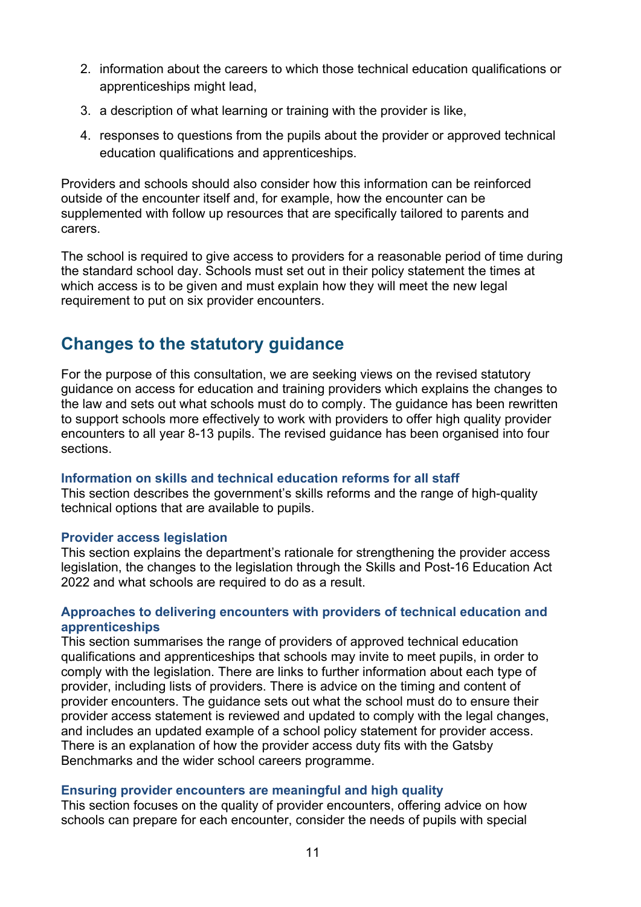2. information about the careers to which those technical education qualifications or apprenticeships might lead,
3. a description of what learning or training with the provider is like,
4. responses to questions from the pupils about the provider or approved technical education qualifications and apprenticeships.

Providers and schools should also consider how this information can be reinforced outside of the encounter itself and, for example, how the encounter can be supplemented with follow up resources that are specifically tailored to parents and carers.

The school is required to give access to providers for a reasonable period of time during the standard school day. Schools must set out in their policy statement the times at which access is to be given and must explain how they will meet the new legal requirement to put on six provider encounters.

## Changes to the statutory guidance

For the purpose of this consultation, we are seeking views on the revised statutory guidance on access for education and training providers which explains the changes to the law and sets out what schools must do to comply. The guidance has been rewritten to support schools more effectively to work with providers to offer high quality provider encounters to all year 8-13 pupils. The revised guidance has been organised into four sections.

#### Information on skills and technical education reforms for all staff

This section describes the government's skills reforms and the range of high-quality technical options that are available to pupils.

#### Provider access legislation

This section explains the department's rationale for strengthening the provider access legislation, the changes to the legislation through the Skills and Post-16 Education Act 2022 and what schools are required to do as a result.

#### Approaches to delivering encounters with providers of technical education and apprenticeships

This section summarises the range of providers of approved technical education qualifications and apprenticeships that schools may invite to meet pupils, in order to comply with the legislation. There are links to further information about each type of provider, including lists of providers. There is advice on the timing and content of provider encounters. The guidance sets out what the school must do to ensure their provider access statement is reviewed and updated to comply with the legal changes, and includes an updated example of a school policy statement for provider access. There is an explanation of how the provider access duty fits with the Gatsby Benchmarks and the wider school careers programme.

#### Ensuring provider encounters are meaningful and high quality

This section focuses on the quality of provider encounters, offering advice on how schools can prepare for each encounter, consider the needs of pupils with special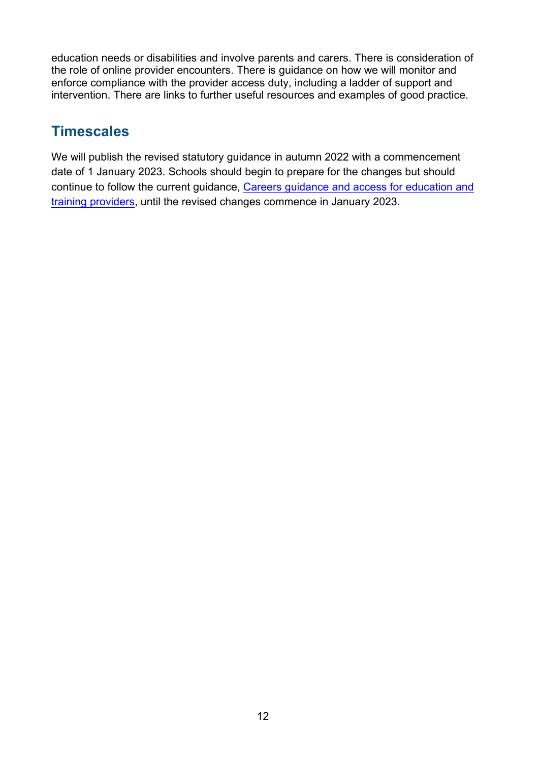education needs or disabilities and involve parents and carers. There is consideration of the role of online provider encounters. There is guidance on how we will monitor and enforce compliance with the provider access duty, including a ladder of support and intervention. There are links to further useful resources and examples of good practice.

## Timescales

We will publish the revised statutory guidance in autumn 2022 with a commencement date of 1 January 2023. Schools should begin to prepare for the changes but should continue to follow the current guidance, Careers guidance and access for education and training providers, until the revised changes commence in January 2023.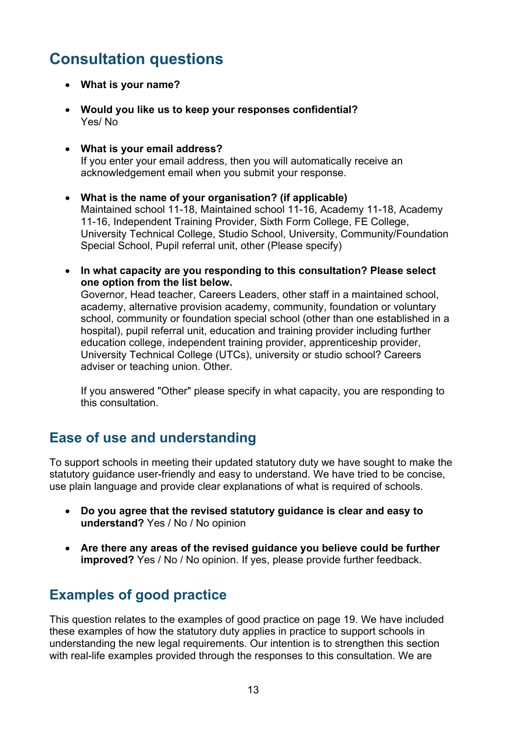## Consultation questions

- **What is your name?**
- **Would you like us to keep your responses confidential?**
  Yes/ No
- **What is your email address?**
  If you enter your email address, then you will automatically receive an acknowledgement email when you submit your response.
- **What is the name of your organisation? (if applicable)**
  Maintained school 11-18, Maintained school 11-16, Academy 11-18, Academy 11-16, Independent Training Provider, Sixth Form College, FE College, University Technical College, Studio School, University, Community/Foundation Special School, Pupil referral unit, other (Please specify)
- **In what capacity are you responding to this consultation? Please select one option from the list below.**
  Governor, Head teacher, Careers Leaders, other staff in a maintained school, academy, alternative provision academy, community, foundation or voluntary school, community or foundation special school (other than one established in a hospital), pupil referral unit, education and training provider including further education college, independent training provider, apprenticeship provider, University Technical College (UTCs), university or studio school? Careers adviser or teaching union. Other.

  If you answered "Other" please specify in what capacity, you are responding to this consultation.

## Ease of use and understanding

To support schools in meeting their updated statutory duty we have sought to make the statutory guidance user-friendly and easy to understand. We have tried to be concise, use plain language and provide clear explanations of what is required of schools.

- **Do you agree that the revised statutory guidance is clear and easy to understand?** Yes / No / No opinion
- **Are there any areas of the revised guidance you believe could be further improved?** Yes / No / No opinion. If yes, please provide further feedback.

## Examples of good practice

This question relates to the examples of good practice on page 19. We have included these examples of how the statutory duty applies in practice to support schools in understanding the new legal requirements. Our intention is to strengthen this section with real-life examples provided through the responses to this consultation. We are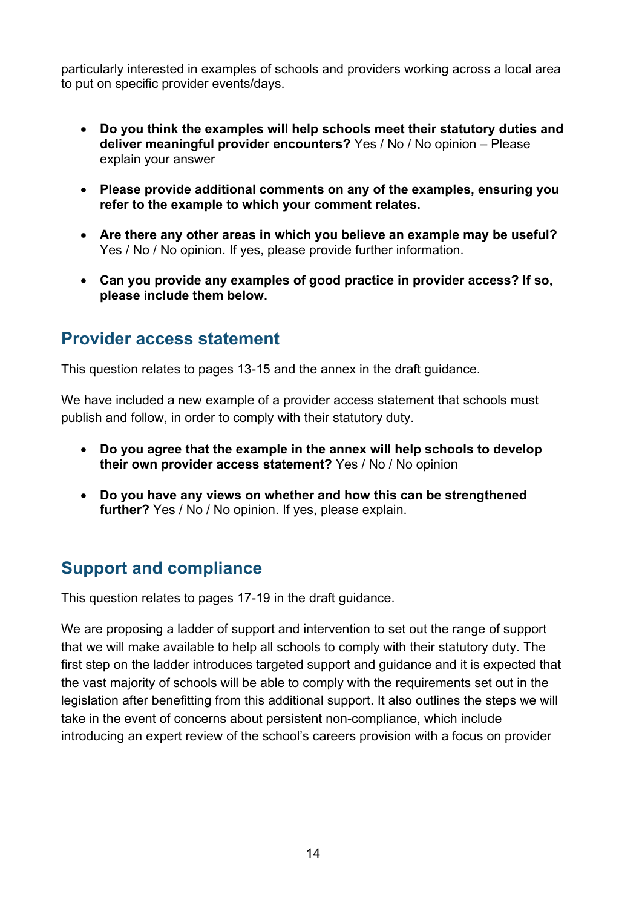particularly interested in examples of schools and providers working across a local area to put on specific provider events/days.

- **Do you think the examples will help schools meet their statutory duties and deliver meaningful provider encounters?** Yes / No / No opinion – Please explain your answer

- **Please provide additional comments on any of the examples, ensuring you refer to the example to which your comment relates.**

- **Are there any other areas in which you believe an example may be useful?** Yes / No / No opinion. If yes, please provide further information.

- **Can you provide any examples of good practice in provider access? If so, please include them below.**

## Provider access statement

This question relates to pages 13-15 and the annex in the draft guidance.

We have included a new example of a provider access statement that schools must publish and follow, in order to comply with their statutory duty.

- **Do you agree that the example in the annex will help schools to develop their own provider access statement?** Yes / No / No opinion

- **Do you have any views on whether and how this can be strengthened further?** Yes / No / No opinion. If yes, please explain.

## Support and compliance

This question relates to pages 17-19 in the draft guidance.

We are proposing a ladder of support and intervention to set out the range of support that we will make available to help all schools to comply with their statutory duty. The first step on the ladder introduces targeted support and guidance and it is expected that the vast majority of schools will be able to comply with the requirements set out in the legislation after benefitting from this additional support. It also outlines the steps we will take in the event of concerns about persistent non-compliance, which include introducing an expert review of the school's careers provision with a focus on provider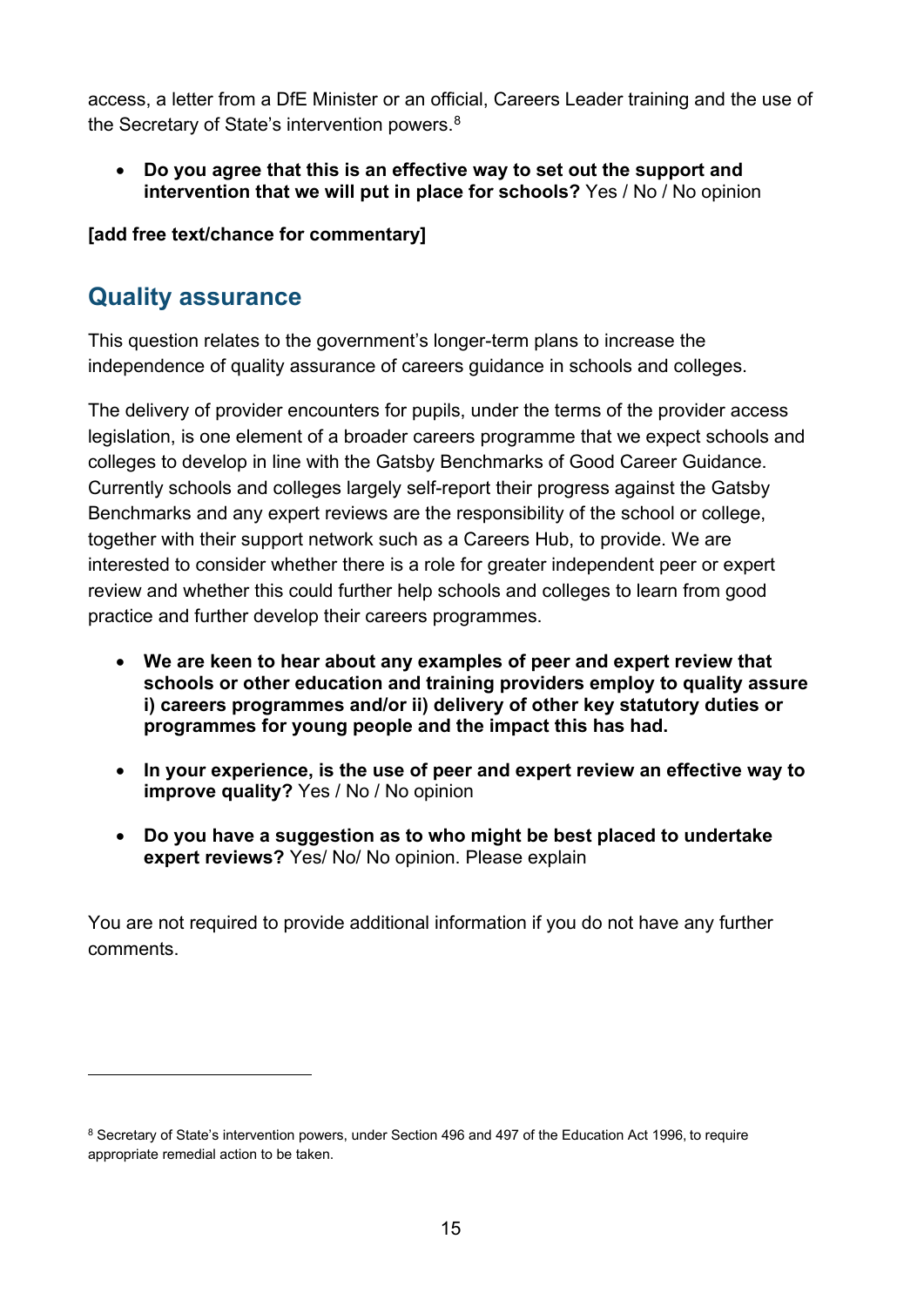access, a letter from a DfE Minister or an official, Careers Leader training and the use of the Secretary of State's intervention powers.[8]

- **Do you agree that this is an effective way to set out the support and intervention that we will put in place for schools?** Yes / No / No opinion

**[add free text/chance for commentary]**

## Quality assurance

This question relates to the government's longer-term plans to increase the independence of quality assurance of careers guidance in schools and colleges.

The delivery of provider encounters for pupils, under the terms of the provider access legislation, is one element of a broader careers programme that we expect schools and colleges to develop in line with the Gatsby Benchmarks of Good Career Guidance. Currently schools and colleges largely self-report their progress against the Gatsby Benchmarks and any expert reviews are the responsibility of the school or college, together with their support network such as a Careers Hub, to provide. We are interested to consider whether there is a role for greater independent peer or expert review and whether this could further help schools and colleges to learn from good practice and further develop their careers programmes.

- **We are keen to hear about any examples of peer and expert review that schools or other education and training providers employ to quality assure i) careers programmes and/or ii) delivery of other key statutory duties or programmes for young people and the impact this has had.**
- **In your experience, is the use of peer and expert review an effective way to improve quality?** Yes / No / No opinion
- **Do you have a suggestion as to who might be best placed to undertake expert reviews?** Yes/ No/ No opinion. Please explain

You are not required to provide additional information if you do not have any further comments.

---

[8] Secretary of State's intervention powers, under Section 496 and 497 of the Education Act 1996, to require appropriate remedial action to be taken.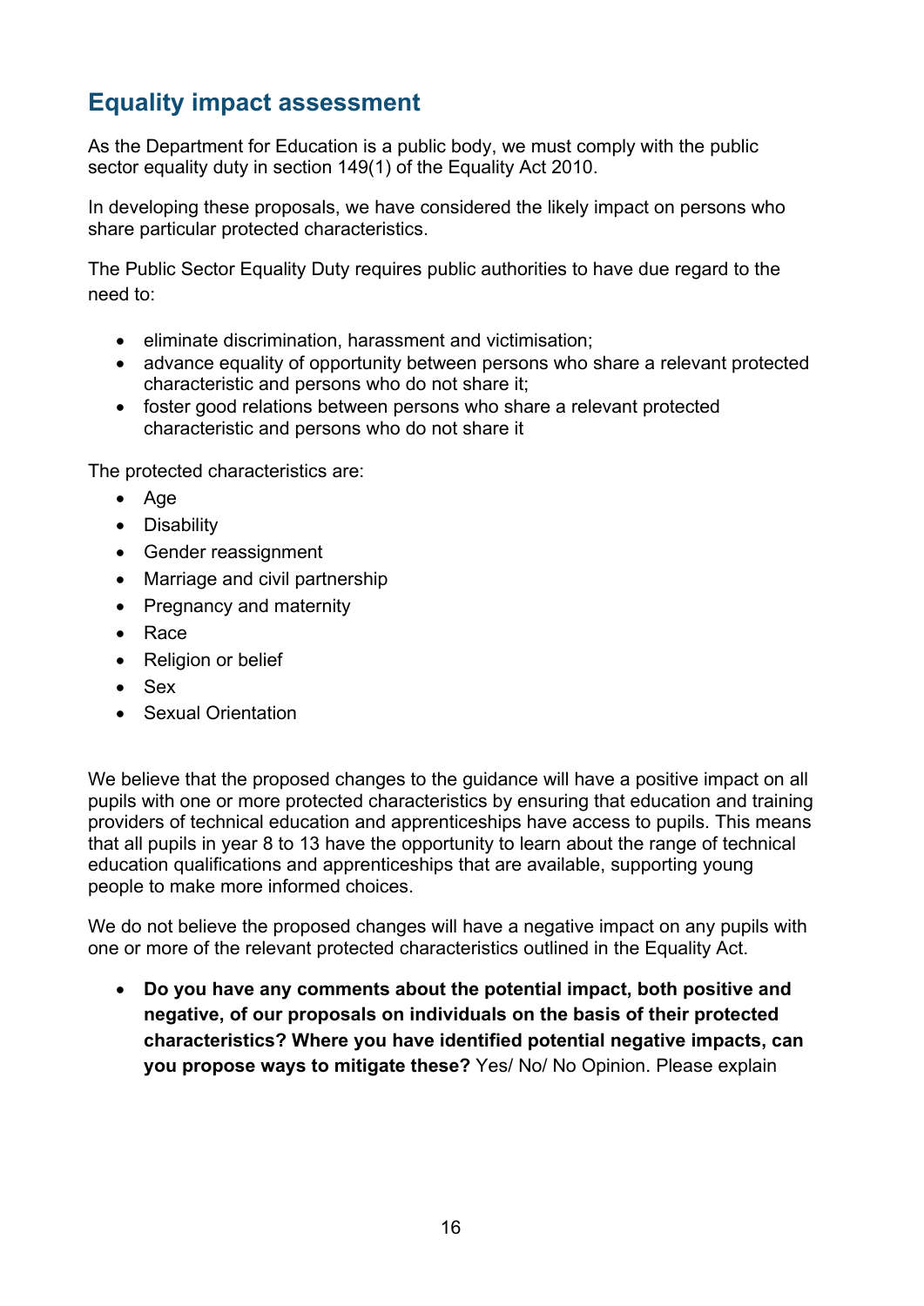## Equality impact assessment

As the Department for Education is a public body, we must comply with the public sector equality duty in section 149(1) of the Equality Act 2010.

In developing these proposals, we have considered the likely impact on persons who share particular protected characteristics.

The Public Sector Equality Duty requires public authorities to have due regard to the need to:

- eliminate discrimination, harassment and victimisation;
- advance equality of opportunity between persons who share a relevant protected characteristic and persons who do not share it;
- foster good relations between persons who share a relevant protected characteristic and persons who do not share it

The protected characteristics are:

- Age
- Disability
- Gender reassignment
- Marriage and civil partnership
- Pregnancy and maternity
- Race
- Religion or belief
- Sex
- Sexual Orientation

We believe that the proposed changes to the guidance will have a positive impact on all pupils with one or more protected characteristics by ensuring that education and training providers of technical education and apprenticeships have access to pupils. This means that all pupils in year 8 to 13 have the opportunity to learn about the range of technical education qualifications and apprenticeships that are available, supporting young people to make more informed choices.

We do not believe the proposed changes will have a negative impact on any pupils with one or more of the relevant protected characteristics outlined in the Equality Act.

- **Do you have any comments about the potential impact, both positive and negative, of our proposals on individuals on the basis of their protected characteristics? Where you have identified potential negative impacts, can you propose ways to mitigate these?** Yes/ No/ No Opinion. Please explain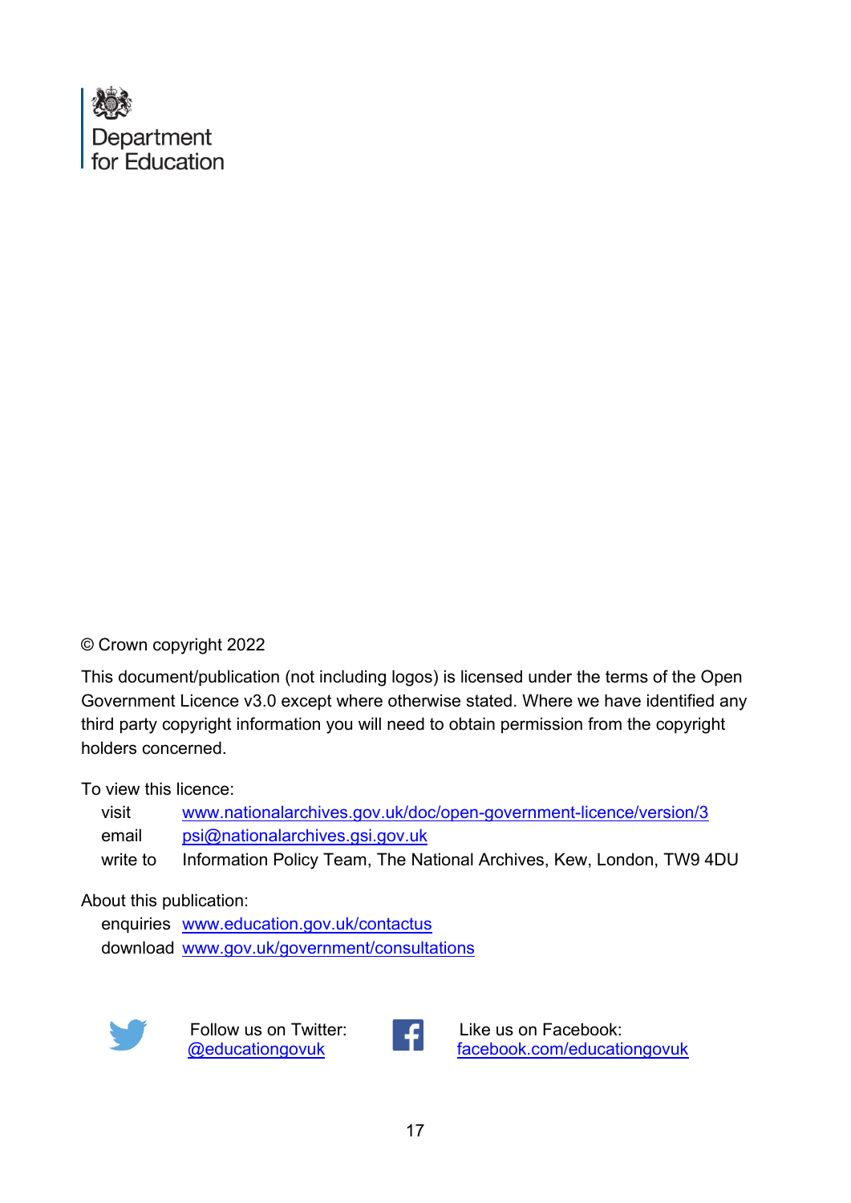Department for Education

© Crown copyright 2022

This document/publication (not including logos) is licensed under the terms of the Open Government Licence v3.0 except where otherwise stated. Where we have identified any third party copyright information you will need to obtain permission from the copyright holders concerned.

To view this licence:

visit [www.nationalarchives.gov.uk/doc/open-government-licence/version/3](http://www.nationalarchives.gov.uk/doc/open-government-licence/version/3)
email [psi@nationalarchives.gsi.gov.uk](mailto:psi@nationalarchives.gsi.gov.uk)
write to Information Policy Team, The National Archives, Kew, London, TW9 4DU

About this publication:

enquiries [www.education.gov.uk/contactus](http://www.education.gov.uk/contactus)
download [www.gov.uk/government/consultations](http://www.gov.uk/government/consultations)

Follow us on Twitter: [@educationgovuk](http://twitter.com/educationgovuk)

Like us on Facebook: [facebook.com/educationgovuk](http://www.facebook.com/educationgovuk)